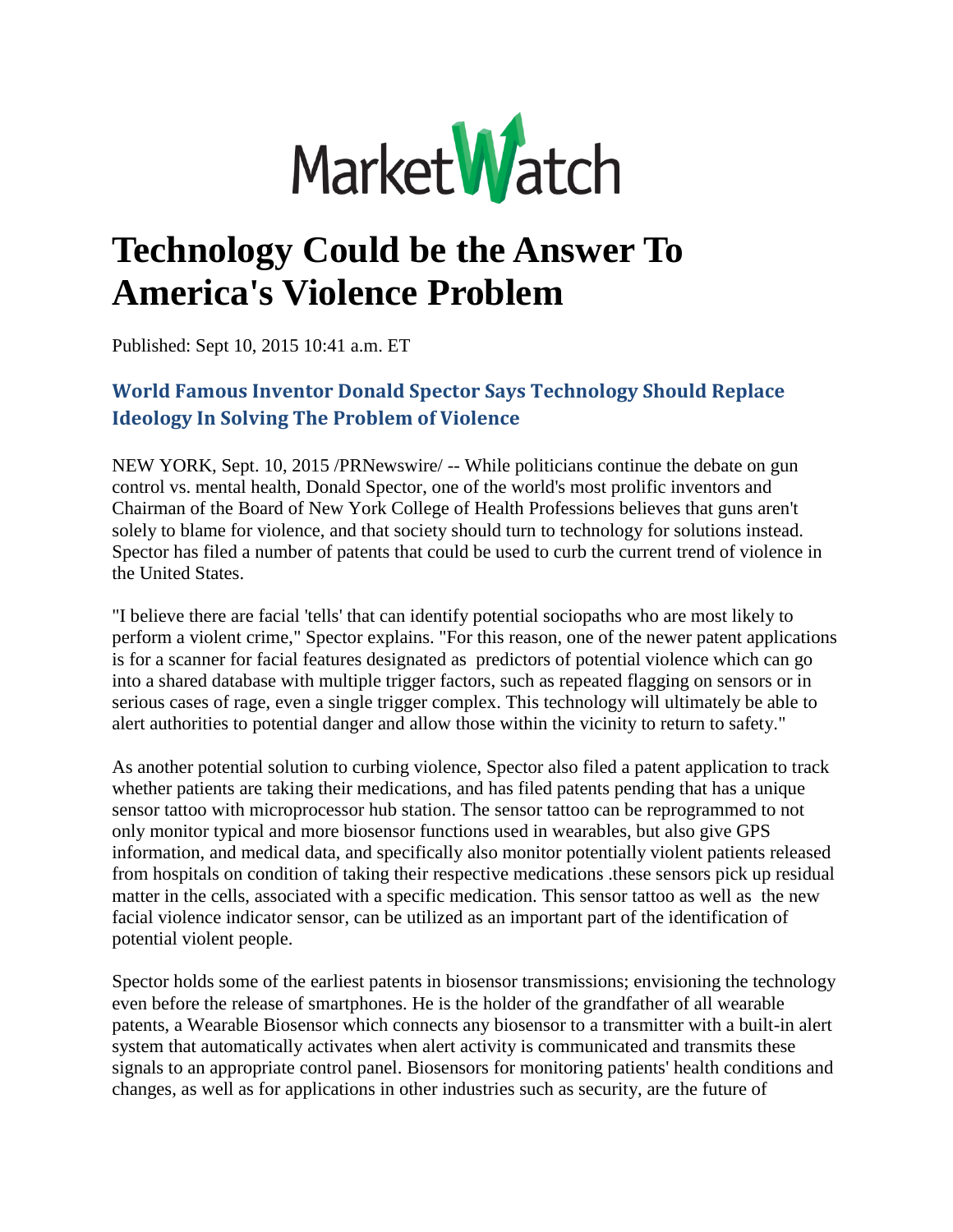MarketWatch

# Technology Could be the Answer To America's Violence Problem

Published: Sept 10, 2015 10:41 a.m. ET

## World Famous Inventor Donald Spector Says Technology Should Replace Ideology In Solving The Problem of Violence

NEW YORK, Sept. 10, 2015 /PRNewswire/ -- While politicians continue the debate on gun control vs. mental health, Donald Spector, one of the world's most prolific inventors and Chairman of the Board of New York College of Health Professions believes that guns aren't solely to blame for violence, and that society should turn to technology for solutions instead. Spector has filed a number of patents that could be used to curb the current trend of violence in the United States.

"I believe there are facial 'tells' that can identify potential sociopaths who are most likely to perform a violent crime," Spector explains. "For this reason, one of the newer patent applications is for a scanner for facial features designated as predictors of potential violence which can go into a shared database with multiple trigger factors, such as repeated flagging on sensors or in serious cases of rage, even a single trigger complex. This technology will ultimately be able to alert authorities to potential danger and allow those within the vicinity to return to safety."

As another potential solution to curbing violence, Spector also filed a patent application to track whether patients are taking their medications, and has filed patents pending that has a unique sensor tattoo with microprocessor hub station. The sensor tattoo can be reprogrammed to not only monitor typical and more biosensor functions used in wearables, but also give GPS information, and medical data, and specifically also monitor potentially violent patients released from hospitals on condition of taking their respective medications .these sensors pick up residual matter in the cells, associated with a specific medication. This sensor tattoo as well as the new facial violence indicator sensor, can be utilized as an important part of the identification of potential violent people.

Spector holds some of the earliest patents in biosensor transmissions; envisioning the technology even before the release of smartphones. He is the holder of the grandfather of all wearable patents, a Wearable Biosensor which connects any biosensor to a transmitter with a built-in alert system that automatically activates when alert activity is communicated and transmits these signals to an appropriate control panel. Biosensors for monitoring patients' health conditions and changes, as well as for applications in other industries such as security, are the future of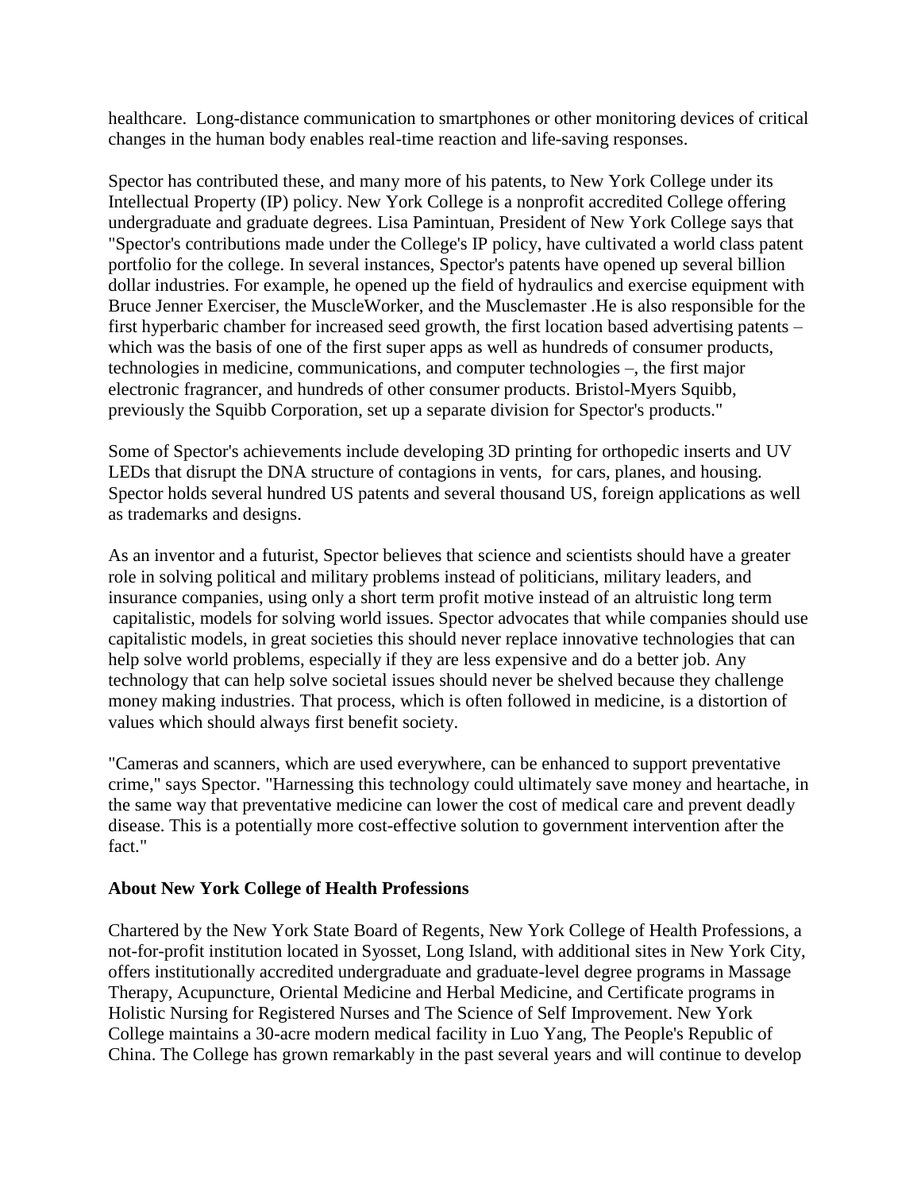healthcare. Long-distance communication to smartphones or other monitoring devices of critical changes in the human body enables real-time reaction and life-saving responses.

Spector has contributed these, and many more of his patents, to New York College under its Intellectual Property (IP) policy. New York College is a nonprofit accredited College offering undergraduate and graduate degrees. Lisa Pamintuan, President of New York College says that "Spector's contributions made under the College's IP policy, have cultivated a world class patent portfolio for the college. In several instances, Spector's patents have opened up several billion dollar industries. For example, he opened up the field of hydraulics and exercise equipment with Bruce Jenner Exerciser, the MuscleWorker, and the Musclemaster .He is also responsible for the first hyperbaric chamber for increased seed growth, the first location based advertising patents – which was the basis of one of the first super apps as well as hundreds of consumer products, technologies in medicine, communications, and computer technologies –, the first major electronic fragrancer, and hundreds of other consumer products. Bristol-Myers Squibb, previously the Squibb Corporation, set up a separate division for Spector's products."

Some of Spector's achievements include developing 3D printing for orthopedic inserts and UV LEDs that disrupt the DNA structure of contagions in vents, for cars, planes, and housing. Spector holds several hundred US patents and several thousand US, foreign applications as well as trademarks and designs.

As an inventor and a futurist, Spector believes that science and scientists should have a greater role in solving political and military problems instead of politicians, military leaders, and insurance companies, using only a short term profit motive instead of an altruistic long term capitalistic, models for solving world issues. Spector advocates that while companies should use capitalistic models, in great societies this should never replace innovative technologies that can help solve world problems, especially if they are less expensive and do a better job. Any technology that can help solve societal issues should never be shelved because they challenge money making industries. That process, which is often followed in medicine, is a distortion of values which should always first benefit society.

"Cameras and scanners, which are used everywhere, can be enhanced to support preventative crime," says Spector. "Harnessing this technology could ultimately save money and heartache, in the same way that preventative medicine can lower the cost of medical care and prevent deadly disease. This is a potentially more cost-effective solution to government intervention after the fact."

**About New York College of Health Professions**

Chartered by the New York State Board of Regents, New York College of Health Professions, a not-for-profit institution located in Syosset, Long Island, with additional sites in New York City, offers institutionally accredited undergraduate and graduate-level degree programs in Massage Therapy, Acupuncture, Oriental Medicine and Herbal Medicine, and Certificate programs in Holistic Nursing for Registered Nurses and The Science of Self Improvement. New York College maintains a 30-acre modern medical facility in Luo Yang, The People's Republic of China. The College has grown remarkably in the past several years and will continue to develop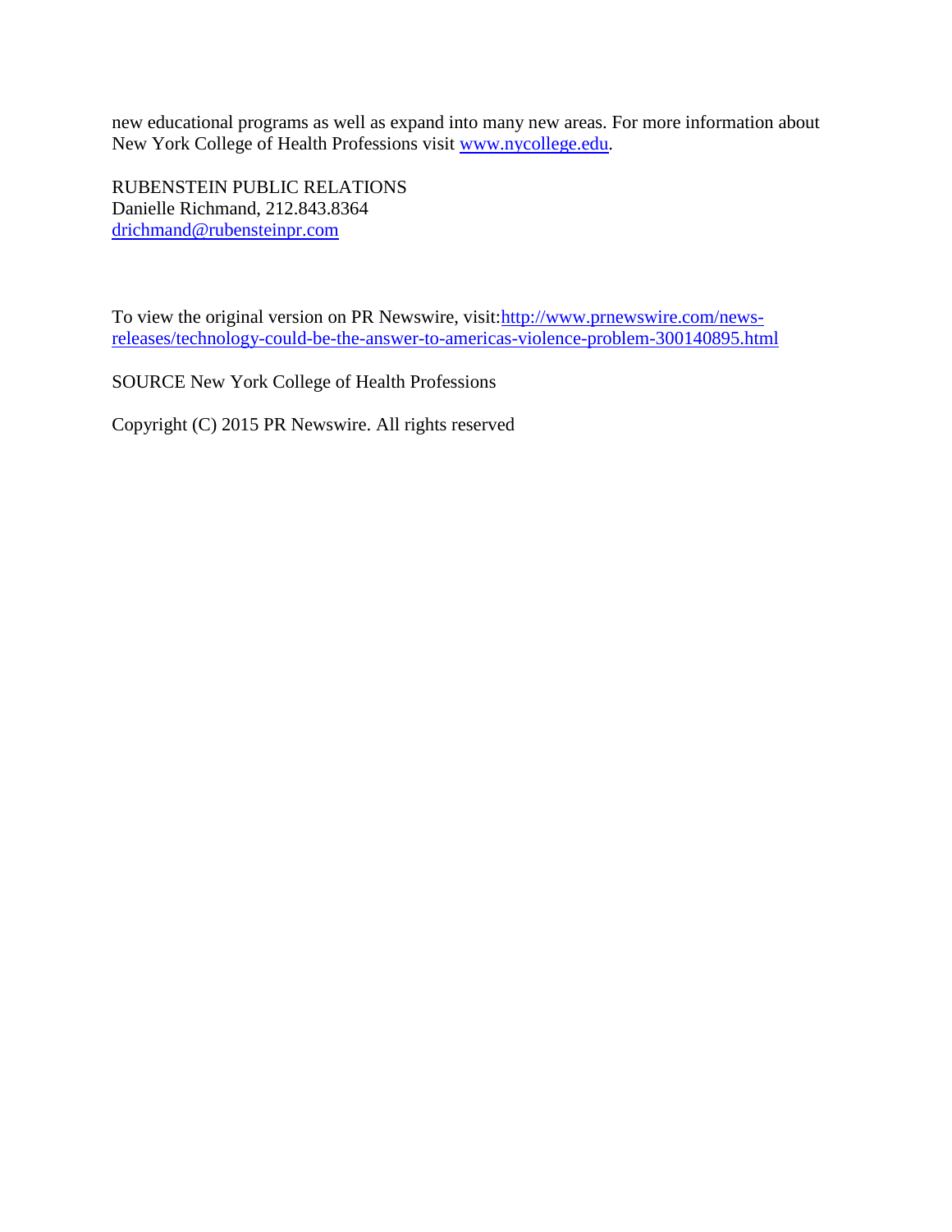new educational programs as well as expand into many new areas. For more information about New York College of Health Professions visit www.nycollege.edu.

RUBENSTEIN PUBLIC RELATIONS
Danielle Richmand, 212.843.8364
drichmand@rubensteinpr.com

To view the original version on PR Newswire, visit:http://www.prnewswire.com/news-releases/technology-could-be-the-answer-to-americas-violence-problem-300140895.html

SOURCE New York College of Health Professions

Copyright (C) 2015 PR Newswire. All rights reserved